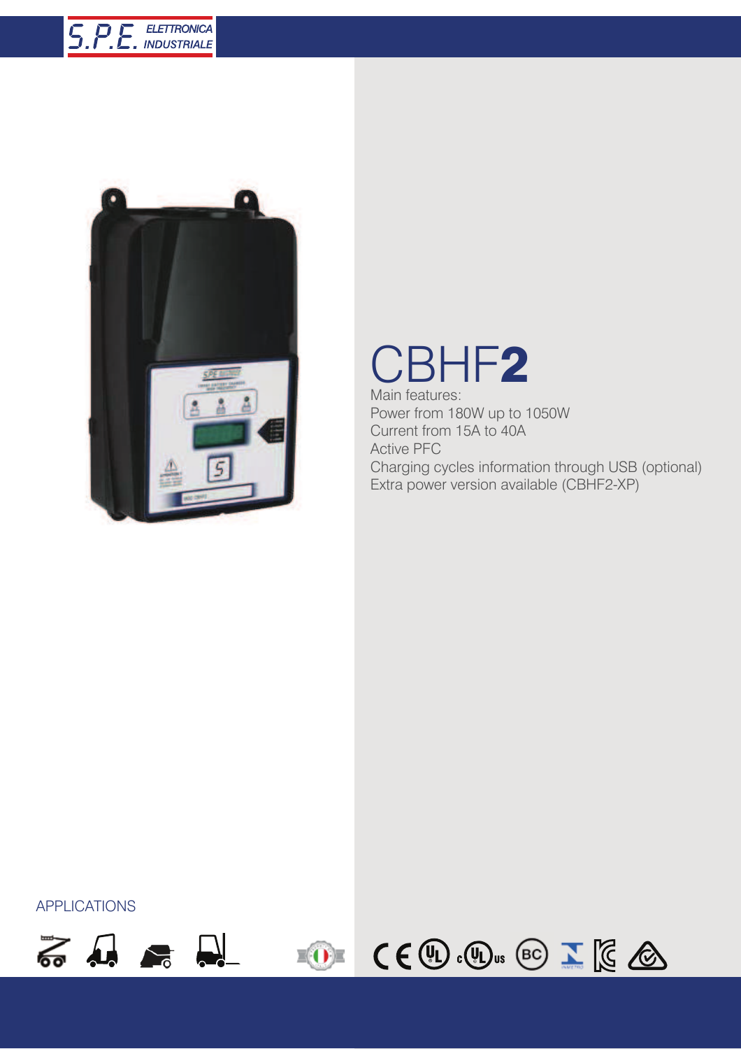S.P.E. ELETTRONICA INDUSTRIALE

# CBHF**2**

Main features:
Power from 180W up to 1050W
Current from 15A to 40A
Active PFC
Charging cycles information through USB (optional)
Extra power version available (CBHF2-XP)

APPLICATIONS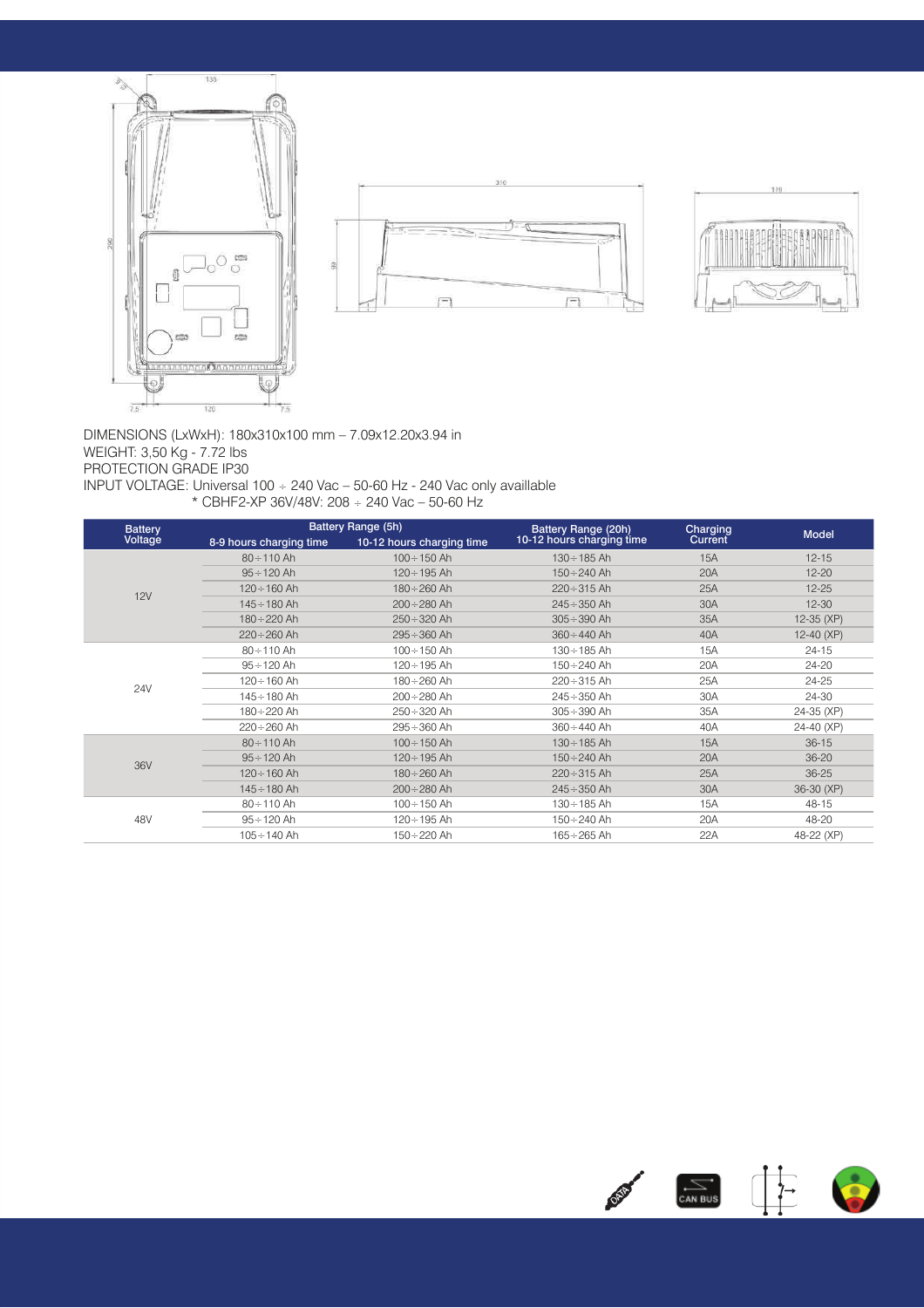DIMENSIONS (LxWxH): 180x310x100 mm – 7.09x12.20x3.94 in
WEIGHT: 3,50 Kg - 7.72 lbs
PROTECTION GRADE IP30
INPUT VOLTAGE: Universal 100 ÷ 240 Vac – 50-60 Hz - 240 Vac only availlable
* CBHF2-XP 36V/48V: 208 ÷ 240 Vac – 50-60 Hz

| Battery Voltage | Battery Range (5h) | | Battery Range (20h) 10-12 hours charging time | Charging Current | Model |
|---|---|---|---|---|---|
| | 8-9 hours charging time | 10-12 hours charging time | | | |
| 12V | 80 ÷ 110 Ah | 100 ÷ 150 Ah | 130 ÷ 185 Ah | 15A | 12-15 |
| | 95 ÷ 120 Ah | 120 ÷ 195 Ah | 150 ÷ 240 Ah | 20A | 12-20 |
| | 120 ÷ 160 Ah | 180 ÷ 260 Ah | 220 ÷ 315 Ah | 25A | 12-25 |
| | 145 ÷ 180 Ah | 200 ÷ 280 Ah | 245 ÷ 350 Ah | 30A | 12-30 |
| | 180 ÷ 220 Ah | 250 ÷ 320 Ah | 305 ÷ 390 Ah | 35A | 12-35 (XP) |
| | 220 ÷ 260 Ah | 295 ÷ 360 Ah | 360 ÷ 440 Ah | 40A | 12-40 (XP) |
| 24V | 80 ÷ 110 Ah | 100 ÷ 150 Ah | 130 ÷ 185 Ah | 15A | 24-15 |
| | 95 ÷ 120 Ah | 120 ÷ 195 Ah | 150 ÷ 240 Ah | 20A | 24-20 |
| | 120 ÷ 160 Ah | 180 ÷ 260 Ah | 220 ÷ 315 Ah | 25A | 24-25 |
| | 145 ÷ 180 Ah | 200 ÷ 280 Ah | 245 ÷ 350 Ah | 30A | 24-30 |
| | 180 ÷ 220 Ah | 250 ÷ 320 Ah | 305 ÷ 390 Ah | 35A | 24-35 (XP) |
| | 220 ÷ 260 Ah | 295 ÷ 360 Ah | 360 ÷ 440 Ah | 40A | 24-40 (XP) |
| 36V | 80 ÷ 110 Ah | 100 ÷ 150 Ah | 130 ÷ 185 Ah | 15A | 36-15 |
| | 95 ÷ 120 Ah | 120 ÷ 195 Ah | 150 ÷ 240 Ah | 20A | 36-20 |
| | 120 ÷ 160 Ah | 180 ÷ 260 Ah | 220 ÷ 315 Ah | 25A | 36-25 |
| | 145 ÷ 180 Ah | 200 ÷ 280 Ah | 245 ÷ 350 Ah | 30A | 36-30 (XP) |
| 48V | 80 ÷ 110 Ah | 100 ÷ 150 Ah | 130 ÷ 185 Ah | 15A | 48-15 |
| | 95 ÷ 120 Ah | 120 ÷ 195 Ah | 150 ÷ 240 Ah | 20A | 48-20 |
| | 105 ÷ 140 Ah | 150 ÷ 220 Ah | 165 ÷ 265 Ah | 22A | 48-22 (XP) |